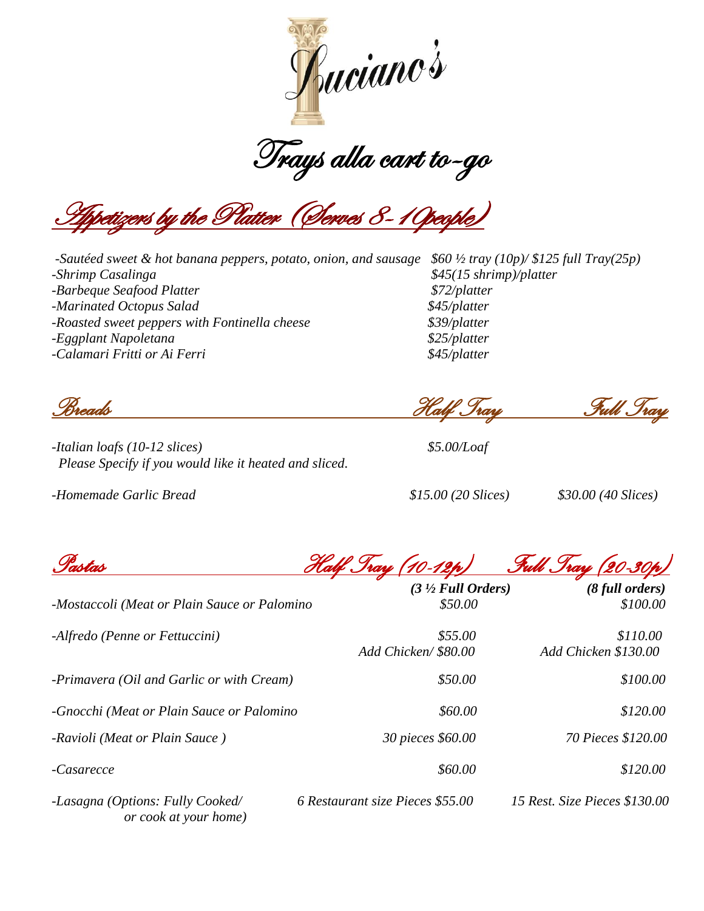# Luciano's

## Trays alla cart to-go

## Appetizers by the Platter (Serves 8-10 people)

| Item | Price |
| --- | --- |
| -Sautéed sweet & hot banana peppers, potato, onion, and sausage | $60 ½ tray (10p)/ $125 full Tray(25p) |
| -Shrimp Casalinga | $45(15 shrimp)/platter |
| -Barbeque Seafood Platter | $72/platter |
| -Marinated Octopus Salad | $45/platter |
| -Roasted sweet peppers with Fontinella cheese | $39/platter |
| -Eggplant Napoletana | $25/platter |
| -Calamari Fritti or Ai Ferri | $45/platter |

## Breads

| Breads | Half Tray | Full Tray |
| --- | --- | --- |
| -Italian loafs (10-12 slices)<br>Please Specify if you would like it heated and sliced. | $5.00/Loaf | |
| -Homemade Garlic Bread | $15.00 (20 Slices) | $30.00 (40 Slices) |

## Pastas

| Pastas | Half Tray (10-12p)<br>(3 ½ Full Orders) | Full Tray (20-30p)<br>(8 full orders) |
| --- | --- | --- |
| -Mostaccoli (Meat or Plain Sauce or Palomino | $50.00 | $100.00 |
| -Alfredo (Penne or Fettuccini) | $55.00<br>Add Chicken/ $80.00 | $110.00<br>Add Chicken $130.00 |
| -Primavera (Oil and Garlic or with Cream) | $50.00 | $100.00 |
| -Gnocchi (Meat or Plain Sauce or Palomino | $60.00 | $120.00 |
| -Ravioli (Meat or Plain Sauce ) | 30 pieces $60.00 | 70 Pieces $120.00 |
| -Casarecce | $60.00 | $120.00 |
| -Lasagna (Options: Fully Cooked/ or cook at your home) | 6 Restaurant size Pieces $55.00 | 15 Rest. Size Pieces $130.00 |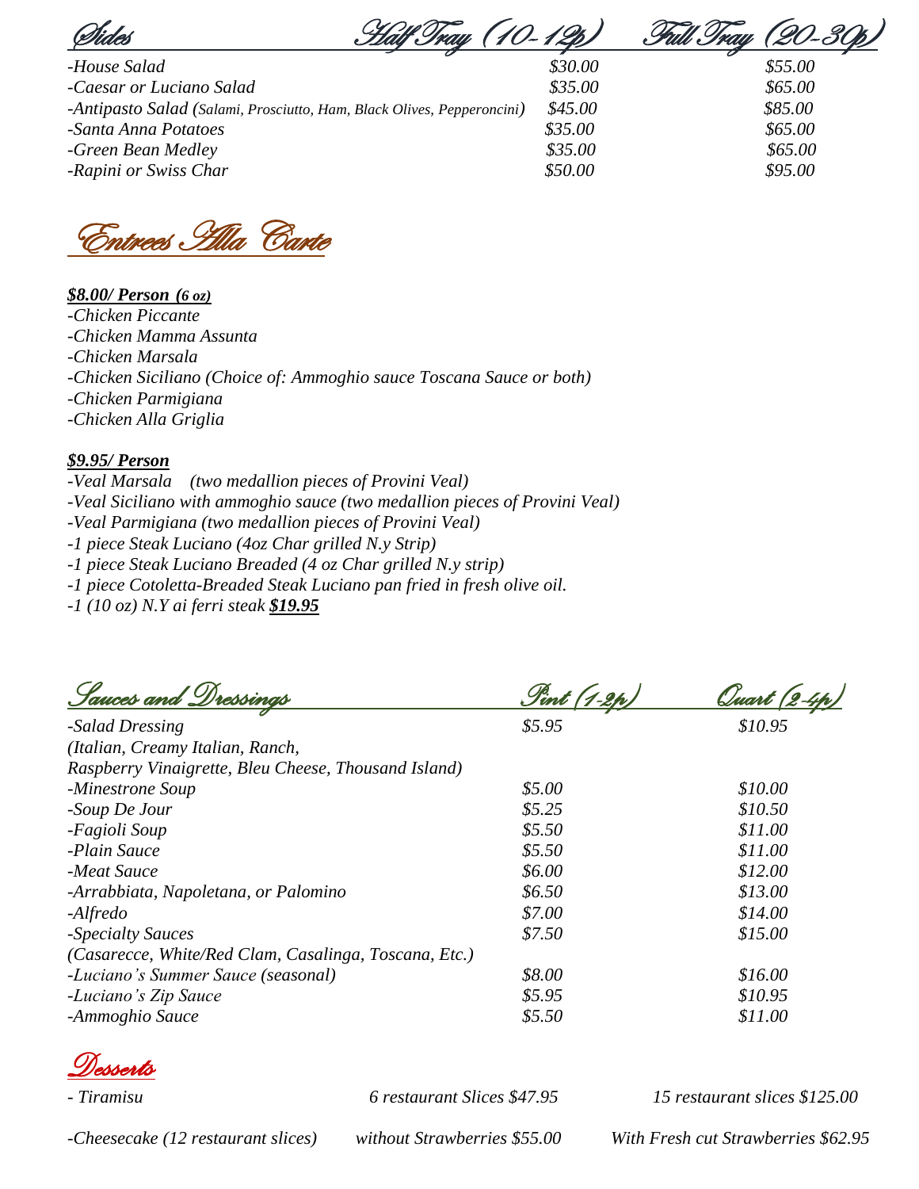| Sides | Half Tray (10-12p) | Full Tray (20-30p) |
|---|---|---|
| -House Salad | $30.00 | $55.00 |
| -Caesar or Luciano Salad | $35.00 | $65.00 |
| -Antipasto Salad (Salami, Prosciutto, Ham, Black Olives, Pepperoncini) | $45.00 | $85.00 |
| -Santa Anna Potatoes | $35.00 | $65.00 |
| -Green Bean Medley | $35.00 | $65.00 |
| -Rapini or Swiss Char | $50.00 | $95.00 |

## Entrees Alla Carte

***$8.00/ Person (6 oz)***

*-Chicken Piccante*
*-Chicken Mamma Assunta*
*-Chicken Marsala*
*-Chicken Siciliano (Choice of: Ammoghio sauce Toscana Sauce or both)*
*-Chicken Parmigiana*
*-Chicken Alla Griglia*

***$9.95/ Person***

*-Veal Marsala (two medallion pieces of Provini Veal)*
*-Veal Siciliano with ammoghio sauce (two medallion pieces of Provini Veal)*
*-Veal Parmigiana (two medallion pieces of Provini Veal)*
*-1 piece Steak Luciano (4oz Char grilled N.y Strip)*
*-1 piece Steak Luciano Breaded (4 oz Char grilled N.y strip)*
*-1 piece Cotoletta-Breaded Steak Luciano pan fried in fresh olive oil.*
*-1 (10 oz) N.Y ai ferri steak* ***$19.95***

| Sauces and Dressings | Pint (1-2p) | Quart (2-4p) |
|---|---|---|
| -Salad Dressing (Italian, Creamy Italian, Ranch, Raspberry Vinaigrette, Bleu Cheese, Thousand Island) | $5.95 | $10.95 |
| -Minestrone Soup | $5.00 | $10.00 |
| -Soup De Jour | $5.25 | $10.50 |
| -Fagioli Soup | $5.50 | $11.00 |
| -Plain Sauce | $5.50 | $11.00 |
| -Meat Sauce | $6.00 | $12.00 |
| -Arrabbiata, Napoletana, or Palomino | $6.50 | $13.00 |
| -Alfredo | $7.00 | $14.00 |
| -Specialty Sauces (Casarecce, White/Red Clam, Casalinga, Toscana, Etc.) | $7.50 | $15.00 |
| -Luciano's Summer Sauce (seasonal) | $8.00 | $16.00 |
| -Luciano's Zip Sauce | $5.95 | $10.95 |
| -Ammoghio Sauce | $5.50 | $11.00 |

## Desserts

| | | |
|---|---|---|
| - Tiramisu | 6 restaurant Slices $47.95 | 15 restaurant slices $125.00 |
| -Cheesecake (12 restaurant slices) | without Strawberries $55.00 | With Fresh cut Strawberries $62.95 |